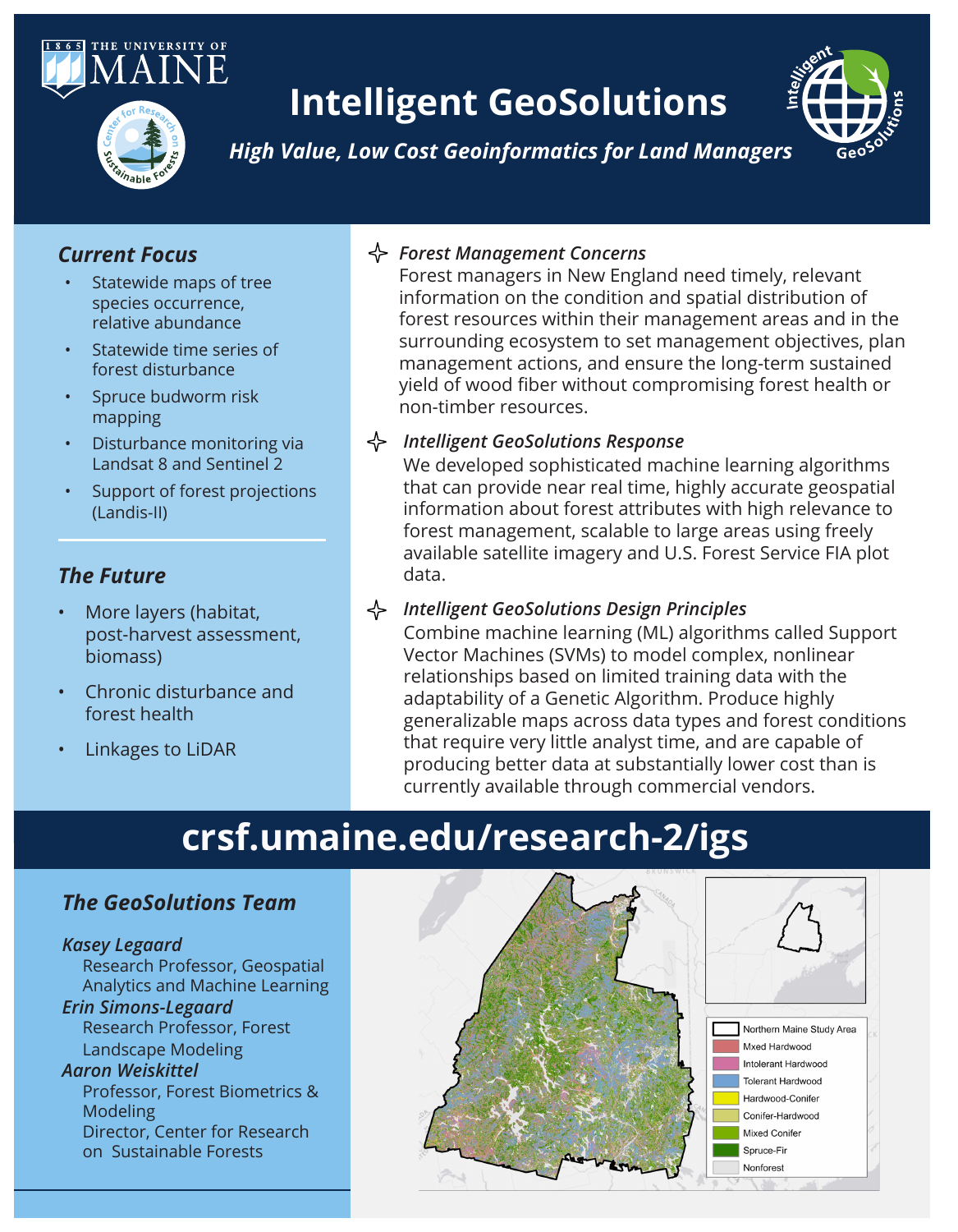# Intelligent GeoSolutions

*High Value, Low Cost Geoinformatics for Land Managers*

## *Current Focus*

- Statewide maps of tree species occurrence, relative abundance
- Statewide time series of forest disturbance
- Spruce budworm risk mapping
- Disturbance monitoring via Landsat 8 and Sentinel 2
- Support of forest projections (Landis-II)

## *The Future*

- More layers (habitat, post-harvest assessment, biomass)
- Chronic disturbance and forest health
- Linkages to LiDAR

### *Forest Management Concerns*

Forest managers in New England need timely, relevant information on the condition and spatial distribution of forest resources within their management areas and in the surrounding ecosystem to set management objectives, plan management actions, and ensure the long-term sustained yield of wood fiber without compromising forest health or non-timber resources.

### *Intelligent GeoSolutions Response*

We developed sophisticated machine learning algorithms that can provide near real time, highly accurate geospatial information about forest attributes with high relevance to forest management, scalable to large areas using freely available satellite imagery and U.S. Forest Service FIA plot data.

### *Intelligent GeoSolutions Design Principles*

Combine machine learning (ML) algorithms called Support Vector Machines (SVMs) to model complex, nonlinear relationships based on limited training data with the adaptability of a Genetic Algorithm. Produce highly generalizable maps across data types and forest conditions that require very little analyst time, and are capable of producing better data at substantially lower cost than is currently available through commercial vendors.

## crsf.umaine.edu/research-2/igs

## *The GeoSolutions Team*

*Kasey Legaard*
Research Professor, Geospatial Analytics and Machine Learning

*Erin Simons-Legaard*
Research Professor, Forest Landscape Modeling

*Aaron Weiskittel*
Professor, Forest Biometrics & Modeling
Director, Center for Research on Sustainable Forests

Northern Maine Study Area
- Mxed Hardwood
- Intolerant Hardwood
- Tolerant Hardwood
- Hardwood-Conifer
- Conifer-Hardwood
- Mixed Conifer
- Spruce-Fir
- Nonforest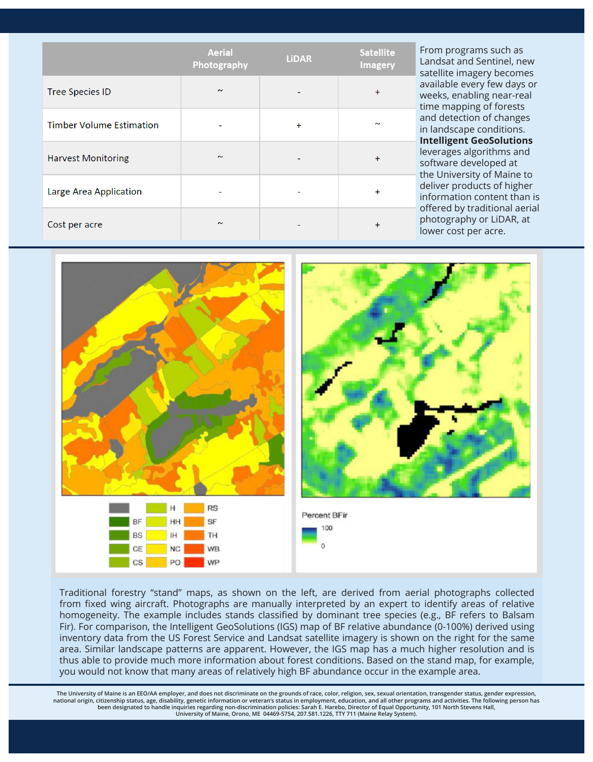| | Aerial Photography | LiDAR | Satellite Imagery |
|---|---|---|---|
| Tree Species ID | ~ | - | + |
| Timber Volume Estimation | - | + | ~ |
| Harvest Monitoring | ~ | - | + |
| Large Area Application | - | - | + |
| Cost per acre | ~ | - | + |

From programs such as Landsat and Sentinel, new satellite imagery becomes available every few days or weeks, enabling near-real time mapping of forests and detection of changes in landscape conditions. **Intelligent GeoSolutions** leverages algorithms and software developed at the University of Maine to deliver products of higher information content than is offered by traditional aerial photography or LiDAR, at lower cost per acre.

H
RS
BF
HH
SF
BS
IH
TH
CE
NC
WB
CS
PO
WP

Percent BFir
100
0

Traditional forestry "stand" maps, as shown on the left, are derived from aerial photographs collected from fixed wing aircraft. Photographs are manually interpreted by an expert to identify areas of relative homogeneity. The example includes stands classified by dominant tree species (e.g., BF refers to Balsam Fir). For comparison, the Intelligent GeoSolutions (IGS) map of BF relative abundance (0-100%) derived using inventory data from the US Forest Service and Landsat satellite imagery is shown on the right for the same area. Similar landscape patterns are apparent. However, the IGS map has a much higher resolution and is thus able to provide much more information about forest conditions. Based on the stand map, for example, you would not know that many areas of relatively high BF abundance occur in the example area.

The University of Maine is an EEO/AA employer, and does not discriminate on the grounds of race, color, religion, sex, sexual orientation, transgender status, gender expression, national origin, citizenship status, age, disability, genetic information or veteran's status in employment, education, and all other programs and activities. The following person has been designated to handle inquiries regarding non-discrimination policies: Sarah E. Harebo, Director of Equal Opportunity, 101 North Stevens Hall, University of Maine, Orono, ME 04469-5754, 207.581.1226, TTY 711 (Maine Relay System).